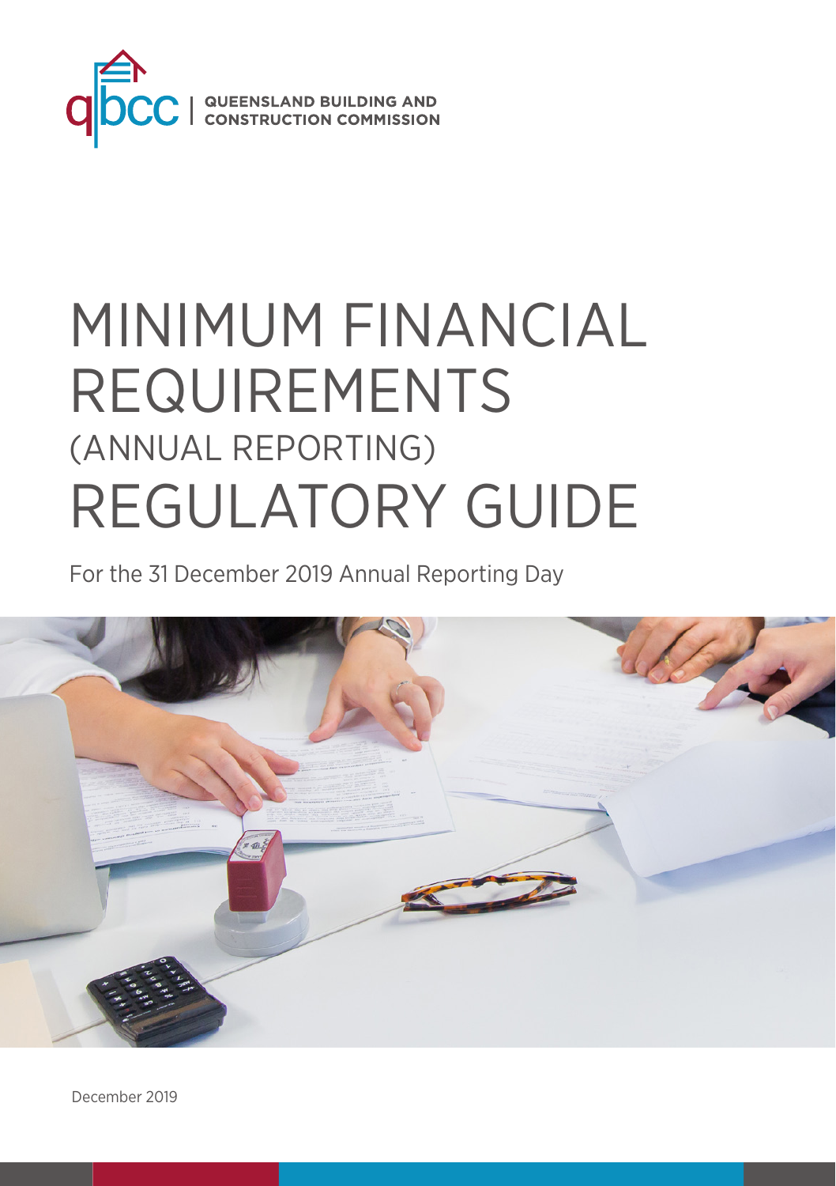QBCC | QUEENSLAND BUILDING AND CONSTRUCTION COMMISSION

# MINIMUM FINANCIAL REQUIREMENTS (ANNUAL REPORTING) REGULATORY GUIDE

For the 31 December 2019 Annual Reporting Day

December 2019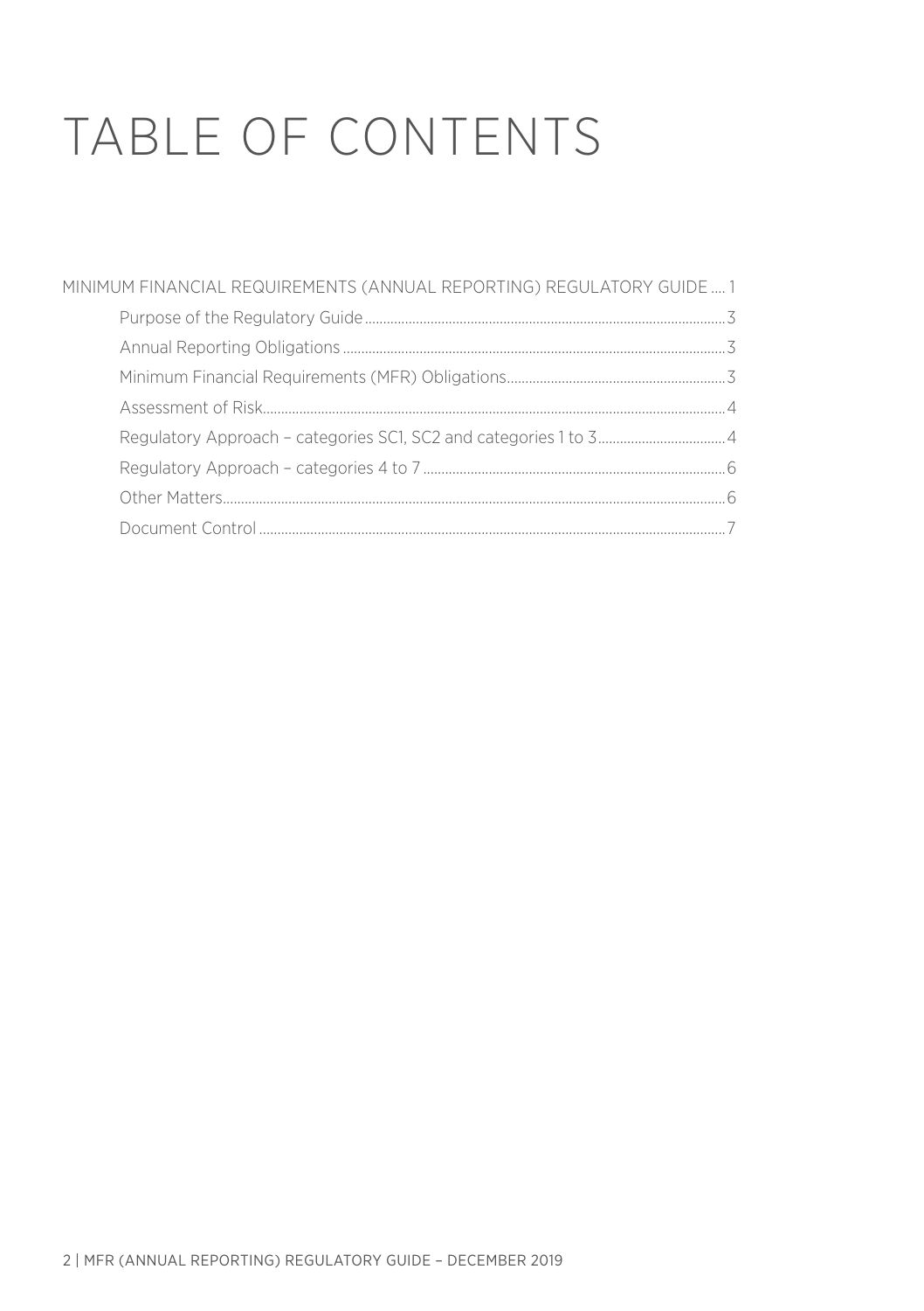# TABLE OF CONTENTS

MINIMUM FINANCIAL REQUIREMENTS (ANNUAL REPORTING) REGULATORY GUIDE .... 1

- Purpose of the Regulatory Guide .... 3
- Annual Reporting Obligations .... 3
- Minimum Financial Requirements (MFR) Obligations .... 3
- Assessment of Risk .... 4
- Regulatory Approach – categories SC1, SC2 and categories 1 to 3 .... 4
- Regulatory Approach – categories 4 to 7 .... 6
- Other Matters .... 6
- Document Control .... 7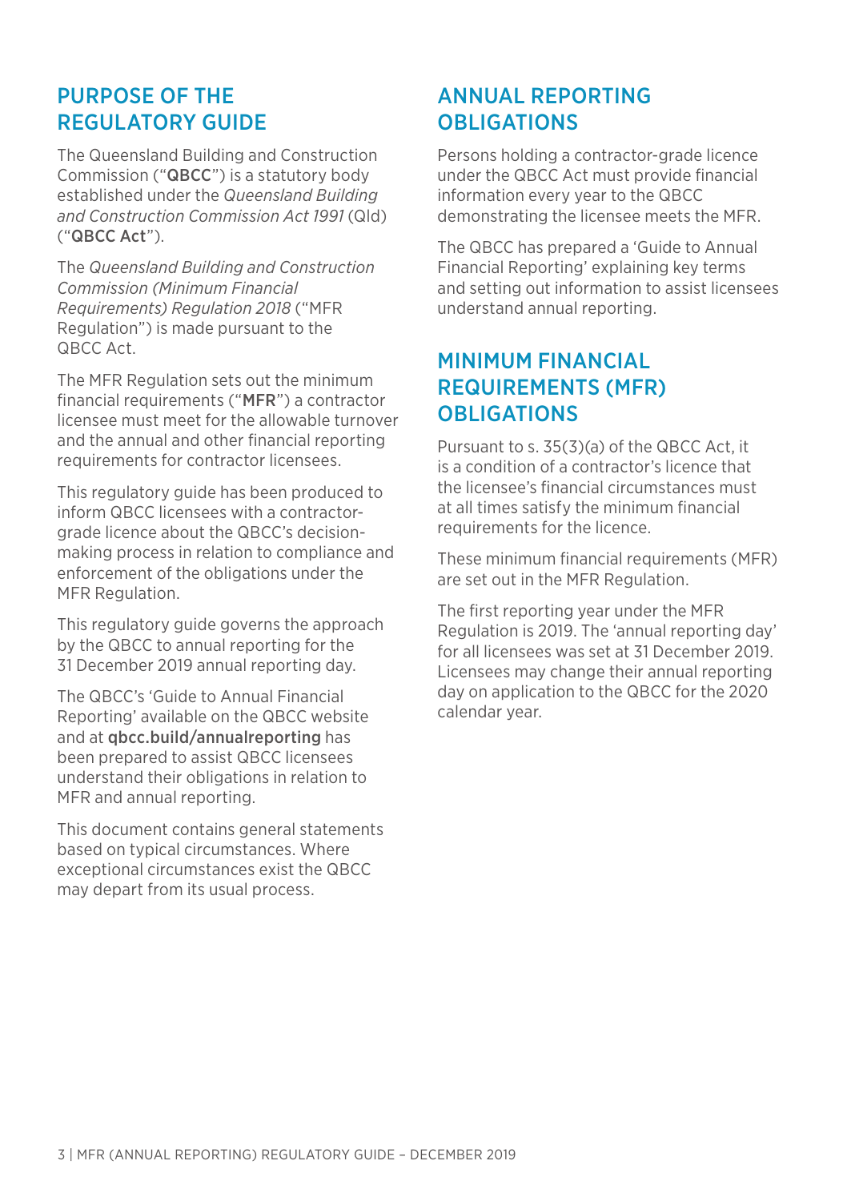## PURPOSE OF THE REGULATORY GUIDE

The Queensland Building and Construction Commission ("**QBCC**") is a statutory body established under the *Queensland Building and Construction Commission Act 1991* (Qld) ("**QBCC Act**").

The *Queensland Building and Construction Commission (Minimum Financial Requirements) Regulation 2018* ("MFR Regulation") is made pursuant to the QBCC Act.

The MFR Regulation sets out the minimum financial requirements ("**MFR**") a contractor licensee must meet for the allowable turnover and the annual and other financial reporting requirements for contractor licensees.

This regulatory guide has been produced to inform QBCC licensees with a contractor-grade licence about the QBCC's decision-making process in relation to compliance and enforcement of the obligations under the MFR Regulation.

This regulatory guide governs the approach by the QBCC to annual reporting for the 31 December 2019 annual reporting day.

The QBCC's 'Guide to Annual Financial Reporting' available on the QBCC website and at **qbcc.build/annualreporting** has been prepared to assist QBCC licensees understand their obligations in relation to MFR and annual reporting.

This document contains general statements based on typical circumstances. Where exceptional circumstances exist the QBCC may depart from its usual process.

## ANNUAL REPORTING OBLIGATIONS

Persons holding a contractor-grade licence under the QBCC Act must provide financial information every year to the QBCC demonstrating the licensee meets the MFR.

The QBCC has prepared a 'Guide to Annual Financial Reporting' explaining key terms and setting out information to assist licensees understand annual reporting.

## MINIMUM FINANCIAL REQUIREMENTS (MFR) OBLIGATIONS

Pursuant to s. 35(3)(a) of the QBCC Act, it is a condition of a contractor's licence that the licensee's financial circumstances must at all times satisfy the minimum financial requirements for the licence.

These minimum financial requirements (MFR) are set out in the MFR Regulation.

The first reporting year under the MFR Regulation is 2019. The 'annual reporting day' for all licensees was set at 31 December 2019. Licensees may change their annual reporting day on application to the QBCC for the 2020 calendar year.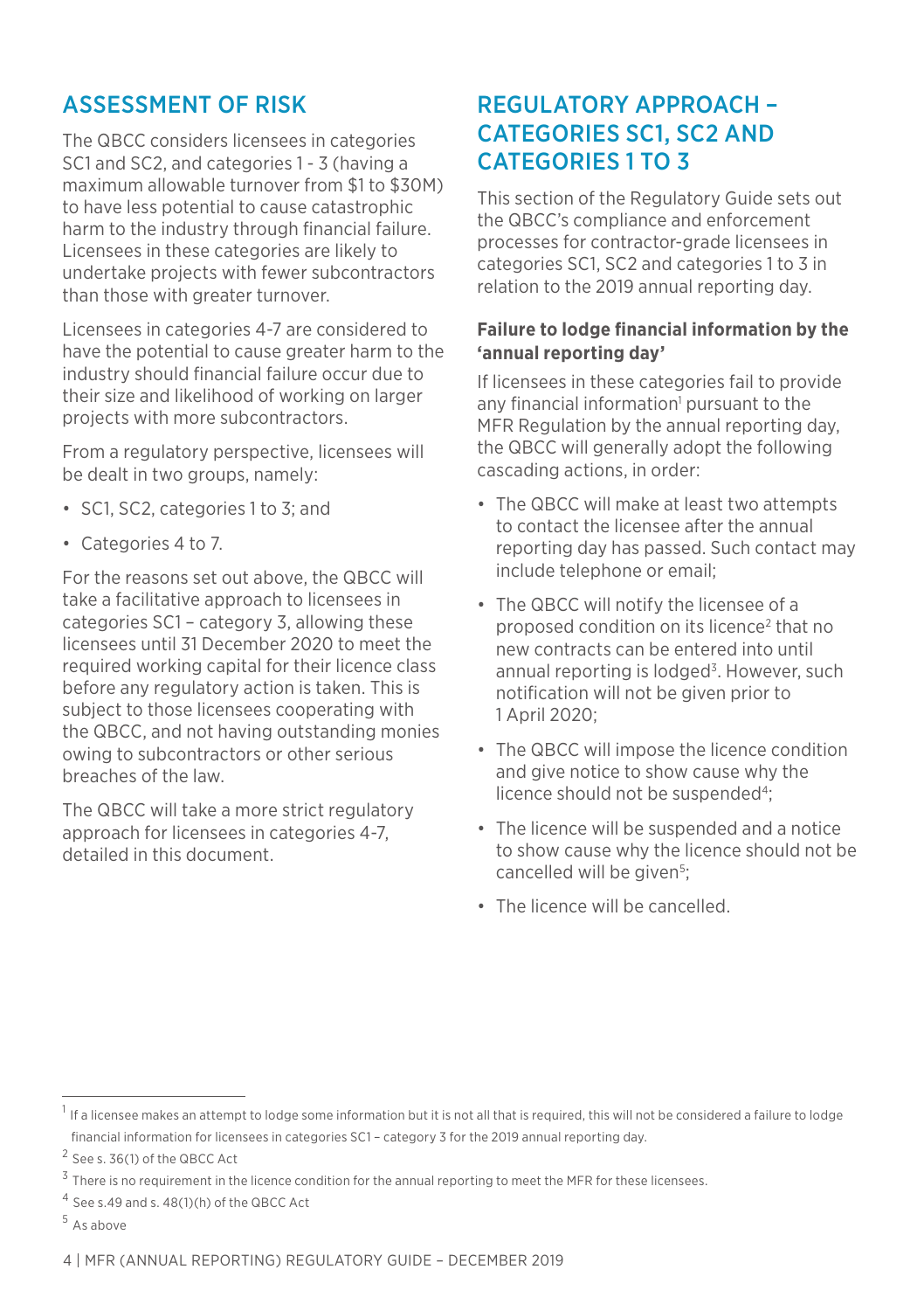## ASSESSMENT OF RISK

The QBCC considers licensees in categories SC1 and SC2, and categories 1 - 3 (having a maximum allowable turnover from $1 to $30M) to have less potential to cause catastrophic harm to the industry through financial failure. Licensees in these categories are likely to undertake projects with fewer subcontractors than those with greater turnover.

Licensees in categories 4-7 are considered to have the potential to cause greater harm to the industry should financial failure occur due to their size and likelihood of working on larger projects with more subcontractors.

From a regulatory perspective, licensees will be dealt in two groups, namely:

- SC1, SC2, categories 1 to 3; and
- Categories 4 to 7.

For the reasons set out above, the QBCC will take a facilitative approach to licensees in categories SC1 – category 3, allowing these licensees until 31 December 2020 to meet the required working capital for their licence class before any regulatory action is taken. This is subject to those licensees cooperating with the QBCC, and not having outstanding monies owing to subcontractors or other serious breaches of the law.

The QBCC will take a more strict regulatory approach for licensees in categories 4-7, detailed in this document.

## REGULATORY APPROACH – CATEGORIES SC1, SC2 AND CATEGORIES 1 TO 3

This section of the Regulatory Guide sets out the QBCC's compliance and enforcement processes for contractor-grade licensees in categories SC1, SC2 and categories 1 to 3 in relation to the 2019 annual reporting day.

### Failure to lodge financial information by the 'annual reporting day'

If licensees in these categories fail to provide any financial information[1] pursuant to the MFR Regulation by the annual reporting day, the QBCC will generally adopt the following cascading actions, in order:

- The QBCC will make at least two attempts to contact the licensee after the annual reporting day has passed. Such contact may include telephone or email;
- The QBCC will notify the licensee of a proposed condition on its licence[2] that no new contracts can be entered into until annual reporting is lodged[3]. However, such notification will not be given prior to 1 April 2020;
- The QBCC will impose the licence condition and give notice to show cause why the licence should not be suspended[4];
- The licence will be suspended and a notice to show cause why the licence should not be cancelled will be given[5];
- The licence will be cancelled.

---

[1] If a licensee makes an attempt to lodge some information but it is not all that is required, this will not be considered a failure to lodge financial information for licensees in categories SC1 – category 3 for the 2019 annual reporting day.

[2] See s. 36(1) of the QBCC Act

[3] There is no requirement in the licence condition for the annual reporting to meet the MFR for these licensees.

[4] See s.49 and s. 48(1)(h) of the QBCC Act

[5] As above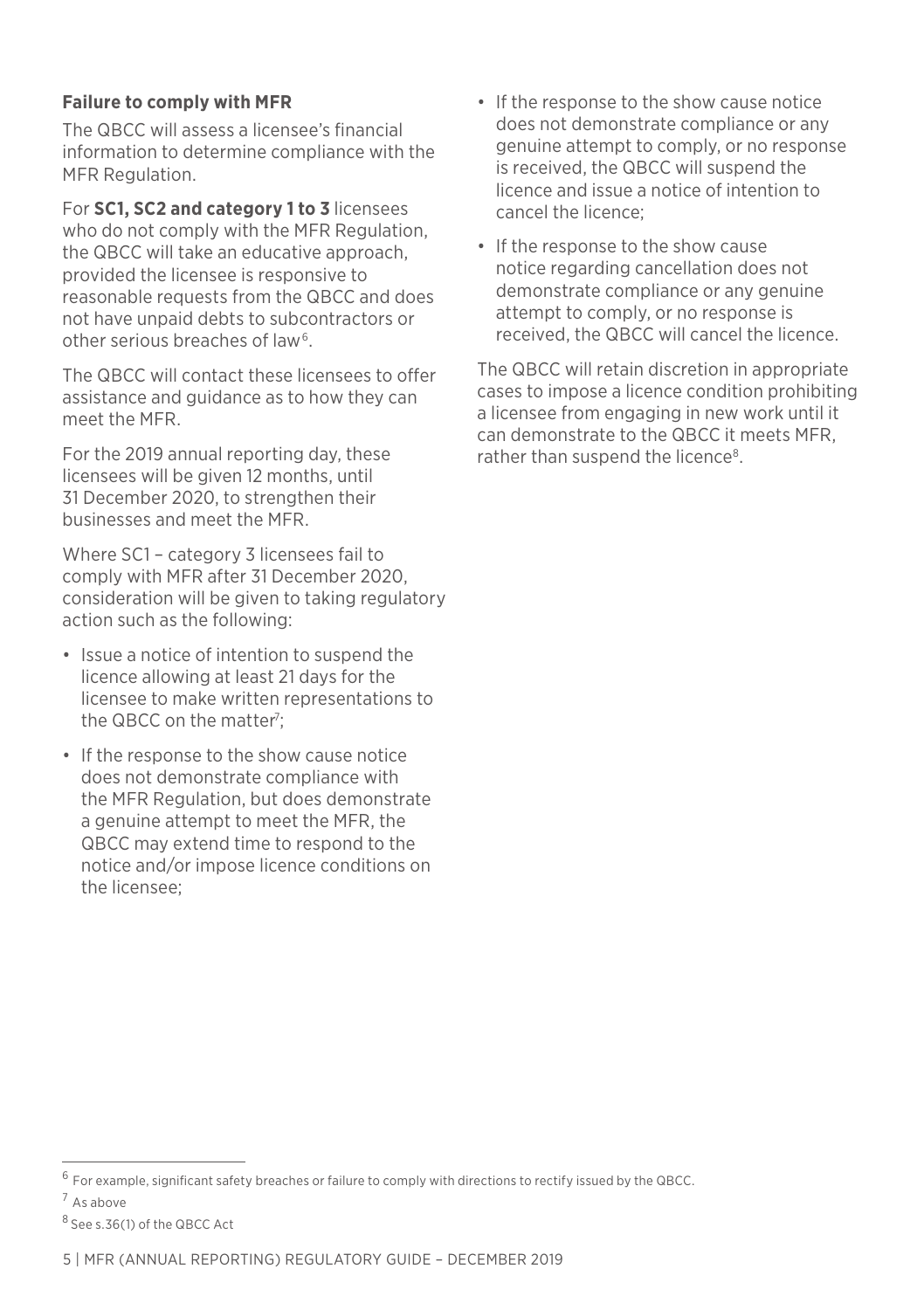**Failure to comply with MFR**

The QBCC will assess a licensee's financial information to determine compliance with the MFR Regulation.

For **SC1, SC2 and category 1 to 3** licensees who do not comply with the MFR Regulation, the QBCC will take an educative approach, provided the licensee is responsive to reasonable requests from the QBCC and does not have unpaid debts to subcontractors or other serious breaches of law[6].

The QBCC will contact these licensees to offer assistance and guidance as to how they can meet the MFR.

For the 2019 annual reporting day, these licensees will be given 12 months, until 31 December 2020, to strengthen their businesses and meet the MFR.

Where SC1 – category 3 licensees fail to comply with MFR after 31 December 2020, consideration will be given to taking regulatory action such as the following:

- Issue a notice of intention to suspend the licence allowing at least 21 days for the licensee to make written representations to the QBCC on the matter[7];
- If the response to the show cause notice does not demonstrate compliance with the MFR Regulation, but does demonstrate a genuine attempt to meet the MFR, the QBCC may extend time to respond to the notice and/or impose licence conditions on the licensee;
- If the response to the show cause notice does not demonstrate compliance or any genuine attempt to comply, or no response is received, the QBCC will suspend the licence and issue a notice of intention to cancel the licence;
- If the response to the show cause notice regarding cancellation does not demonstrate compliance or any genuine attempt to comply, or no response is received, the QBCC will cancel the licence.

The QBCC will retain discretion in appropriate cases to impose a licence condition prohibiting a licensee from engaging in new work until it can demonstrate to the QBCC it meets MFR, rather than suspend the licence[8].

---

[6] For example, significant safety breaches or failure to comply with directions to rectify issued by the QBCC.

[7] As above

[8] See s.36(1) of the QBCC Act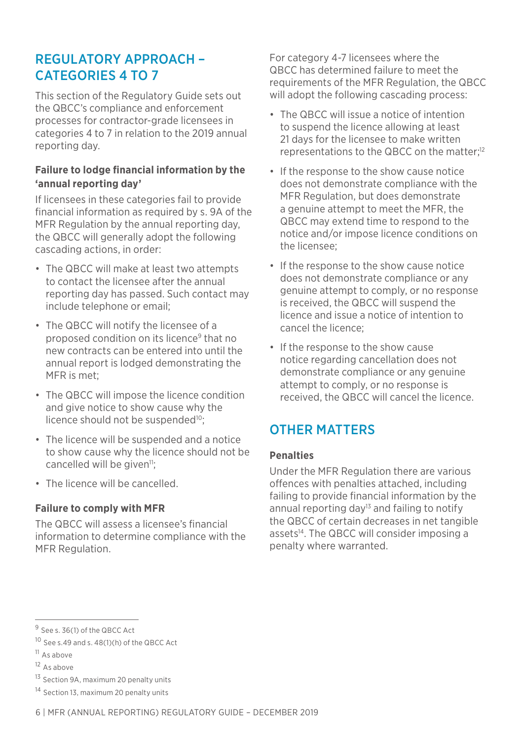## REGULATORY APPROACH – CATEGORIES 4 TO 7

This section of the Regulatory Guide sets out the QBCC's compliance and enforcement processes for contractor-grade licensees in categories 4 to 7 in relation to the 2019 annual reporting day.

### Failure to lodge financial information by the 'annual reporting day'

If licensees in these categories fail to provide financial information as required by s. 9A of the MFR Regulation by the annual reporting day, the QBCC will generally adopt the following cascading actions, in order:

- The QBCC will make at least two attempts to contact the licensee after the annual reporting day has passed. Such contact may include telephone or email;
- The QBCC will notify the licensee of a proposed condition on its licence[9] that no new contracts can be entered into until the annual report is lodged demonstrating the MFR is met;
- The QBCC will impose the licence condition and give notice to show cause why the licence should not be suspended[10];
- The licence will be suspended and a notice to show cause why the licence should not be cancelled will be given[11];
- The licence will be cancelled.

### Failure to comply with MFR

The QBCC will assess a licensee's financial information to determine compliance with the MFR Regulation.

For category 4-7 licensees where the QBCC has determined failure to meet the requirements of the MFR Regulation, the QBCC will adopt the following cascading process:

- The QBCC will issue a notice of intention to suspend the licence allowing at least 21 days for the licensee to make written representations to the QBCC on the matter;[12]
- If the response to the show cause notice does not demonstrate compliance with the MFR Regulation, but does demonstrate a genuine attempt to meet the MFR, the QBCC may extend time to respond to the notice and/or impose licence conditions on the licensee;
- If the response to the show cause notice does not demonstrate compliance or any genuine attempt to comply, or no response is received, the QBCC will suspend the licence and issue a notice of intention to cancel the licence;
- If the response to the show cause notice regarding cancellation does not demonstrate compliance or any genuine attempt to comply, or no response is received, the QBCC will cancel the licence.

## OTHER MATTERS

### Penalties

Under the MFR Regulation there are various offences with penalties attached, including failing to provide financial information by the annual reporting day[13] and failing to notify the QBCC of certain decreases in net tangible assets[14]. The QBCC will consider imposing a penalty where warranted.

---

[9] See s. 36(1) of the QBCC Act

[10] See s.49 and s. 48(1)(h) of the QBCC Act

[11] As above

[12] As above

[13] Section 9A, maximum 20 penalty units

[14] Section 13, maximum 20 penalty units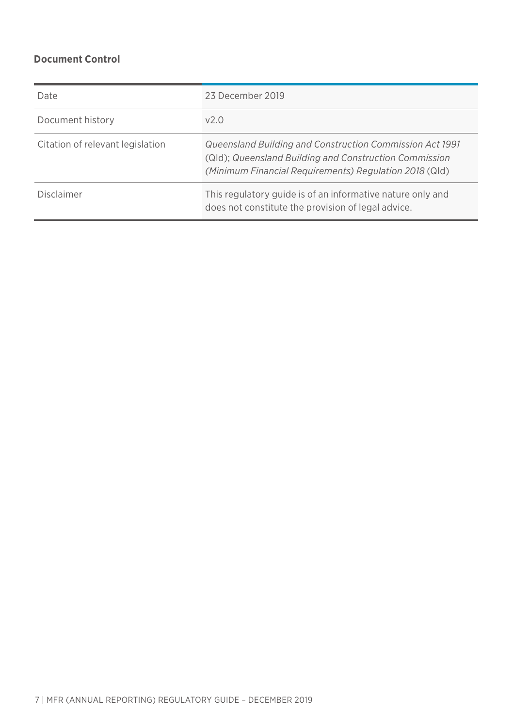**Document Control**

| | |
|---|---|
| Date | 23 December 2019 |
| Document history | v2.0 |
| Citation of relevant legislation | *Queensland Building and Construction Commission Act 1991* (Qld); *Queensland Building and Construction Commission (Minimum Financial Requirements) Regulation 2018* (Qld) |
| Disclaimer | This regulatory guide is of an informative nature only and does not constitute the provision of legal advice. |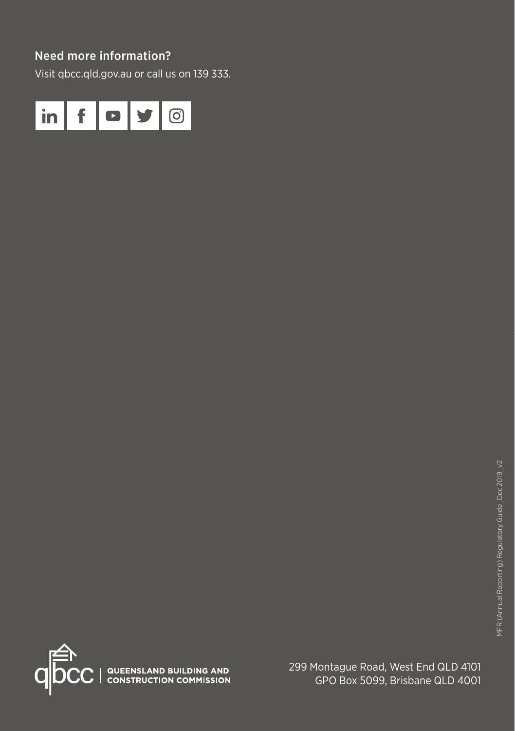## Need more information?

Visit qbcc.qld.gov.au or call us on 139 333.

QUEENSLAND BUILDING AND CONSTRUCTION COMMISSION

299 Montague Road, West End QLD 4101
GPO Box 5099, Brisbane QLD 4001

MFR (Annual Reporting) Regulatory Guide_Dec 2019_v2